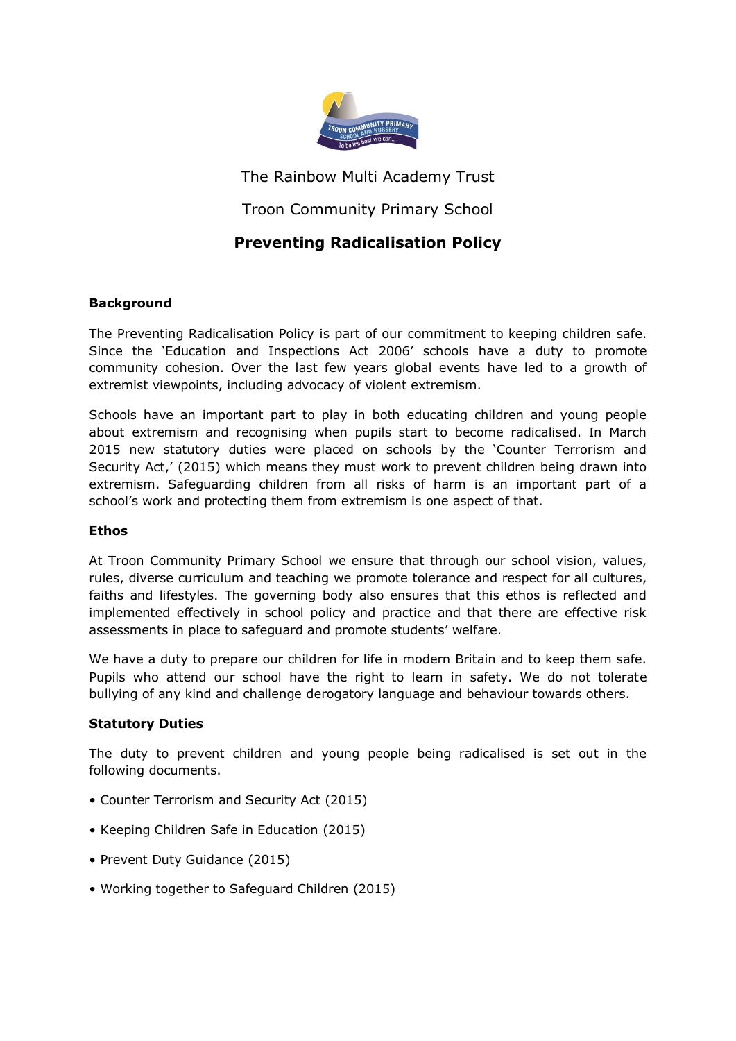The Rainbow Multi Academy Trust

Troon Community Primary School

# Preventing Radicalisation Policy

## Background

The Preventing Radicalisation Policy is part of our commitment to keeping children safe. Since the 'Education and Inspections Act 2006' schools have a duty to promote community cohesion. Over the last few years global events have led to a growth of extremist viewpoints, including advocacy of violent extremism.

Schools have an important part to play in both educating children and young people about extremism and recognising when pupils start to become radicalised. In March 2015 new statutory duties were placed on schools by the 'Counter Terrorism and Security Act,' (2015) which means they must work to prevent children being drawn into extremism. Safeguarding children from all risks of harm is an important part of a school's work and protecting them from extremism is one aspect of that.

## Ethos

At Troon Community Primary School we ensure that through our school vision, values, rules, diverse curriculum and teaching we promote tolerance and respect for all cultures, faiths and lifestyles. The governing body also ensures that this ethos is reflected and implemented effectively in school policy and practice and that there are effective risk assessments in place to safeguard and promote students' welfare.

We have a duty to prepare our children for life in modern Britain and to keep them safe. Pupils who attend our school have the right to learn in safety. We do not tolerate bullying of any kind and challenge derogatory language and behaviour towards others.

## Statutory Duties

The duty to prevent children and young people being radicalised is set out in the following documents.

- Counter Terrorism and Security Act (2015)
- Keeping Children Safe in Education (2015)
- Prevent Duty Guidance (2015)
- Working together to Safeguard Children (2015)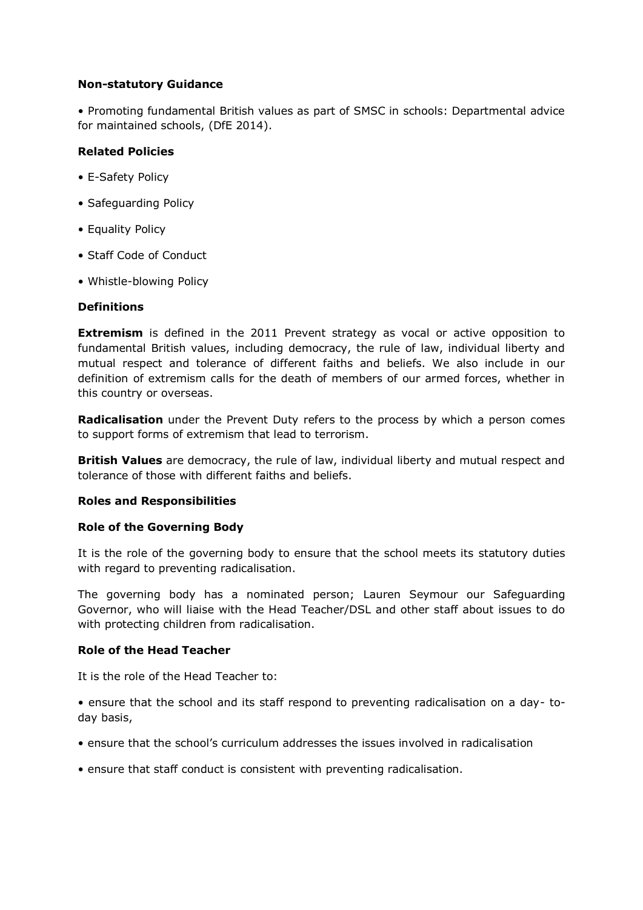**Non-statutory Guidance**

• Promoting fundamental British values as part of SMSC in schools: Departmental advice for maintained schools, (DfE 2014).

**Related Policies**

• E-Safety Policy

• Safeguarding Policy

• Equality Policy

• Staff Code of Conduct

• Whistle-blowing Policy

**Definitions**

**Extremism** is defined in the 2011 Prevent strategy as vocal or active opposition to fundamental British values, including democracy, the rule of law, individual liberty and mutual respect and tolerance of different faiths and beliefs. We also include in our definition of extremism calls for the death of members of our armed forces, whether in this country or overseas.

**Radicalisation** under the Prevent Duty refers to the process by which a person comes to support forms of extremism that lead to terrorism.

**British Values** are democracy, the rule of law, individual liberty and mutual respect and tolerance of those with different faiths and beliefs.

**Roles and Responsibilities**

**Role of the Governing Body**

It is the role of the governing body to ensure that the school meets its statutory duties with regard to preventing radicalisation.

The governing body has a nominated person; Lauren Seymour our Safeguarding Governor, who will liaise with the Head Teacher/DSL and other staff about issues to do with protecting children from radicalisation.

**Role of the Head Teacher**

It is the role of the Head Teacher to:

• ensure that the school and its staff respond to preventing radicalisation on a day- to-day basis,

• ensure that the school's curriculum addresses the issues involved in radicalisation

• ensure that staff conduct is consistent with preventing radicalisation.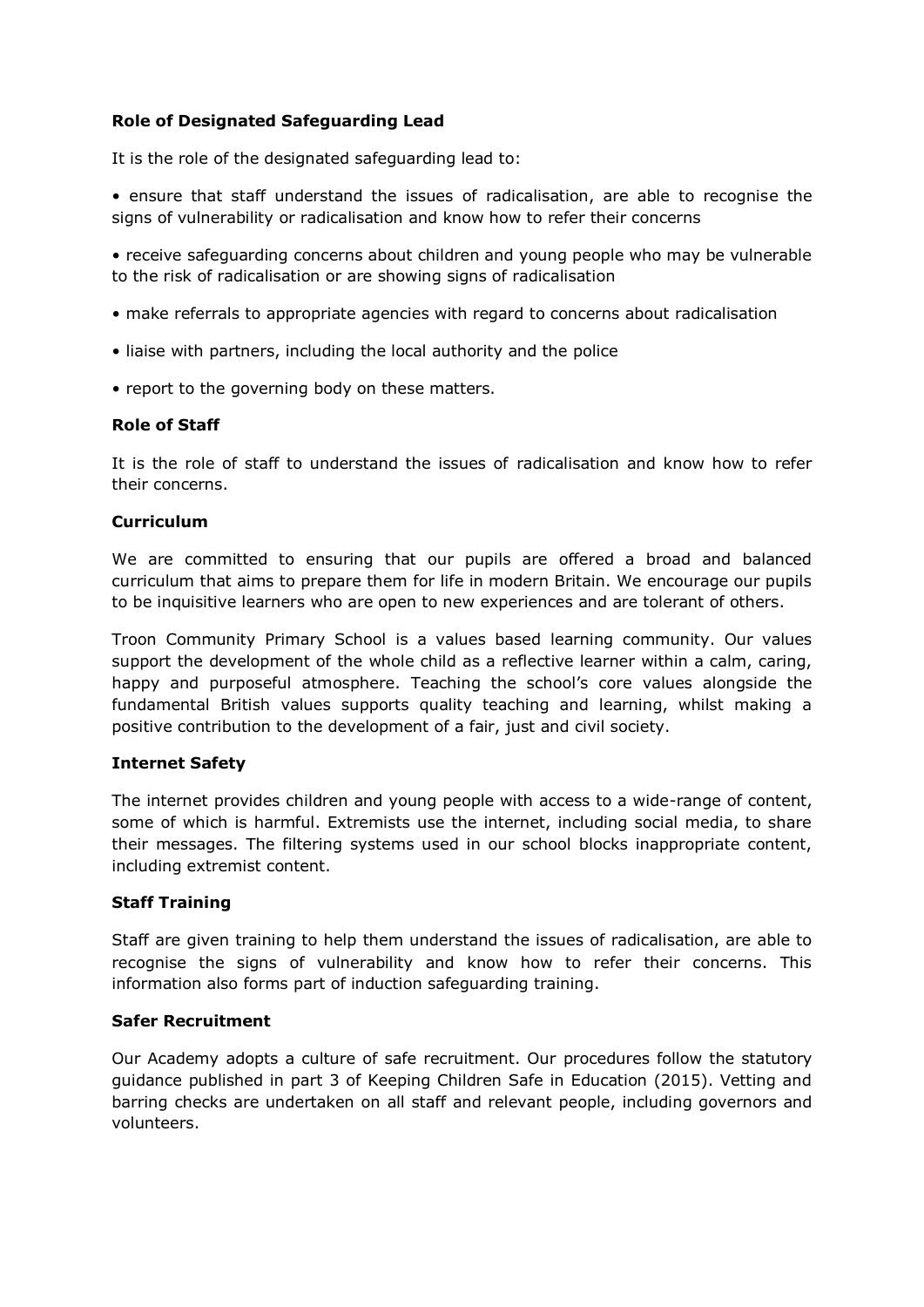**Role of Designated Safeguarding Lead**

It is the role of the designated safeguarding lead to:

- ensure that staff understand the issues of radicalisation, are able to recognise the signs of vulnerability or radicalisation and know how to refer their concerns
- receive safeguarding concerns about children and young people who may be vulnerable to the risk of radicalisation or are showing signs of radicalisation
- make referrals to appropriate agencies with regard to concerns about radicalisation
- liaise with partners, including the local authority and the police
- report to the governing body on these matters.

**Role of Staff**

It is the role of staff to understand the issues of radicalisation and know how to refer their concerns.

**Curriculum**

We are committed to ensuring that our pupils are offered a broad and balanced curriculum that aims to prepare them for life in modern Britain. We encourage our pupils to be inquisitive learners who are open to new experiences and are tolerant of others.

Troon Community Primary School is a values based learning community. Our values support the development of the whole child as a reflective learner within a calm, caring, happy and purposeful atmosphere. Teaching the school's core values alongside the fundamental British values supports quality teaching and learning, whilst making a positive contribution to the development of a fair, just and civil society.

**Internet Safety**

The internet provides children and young people with access to a wide-range of content, some of which is harmful. Extremists use the internet, including social media, to share their messages. The filtering systems used in our school blocks inappropriate content, including extremist content.

**Staff Training**

Staff are given training to help them understand the issues of radicalisation, are able to recognise the signs of vulnerability and know how to refer their concerns. This information also forms part of induction safeguarding training.

**Safer Recruitment**

Our Academy adopts a culture of safe recruitment. Our procedures follow the statutory guidance published in part 3 of Keeping Children Safe in Education (2015). Vetting and barring checks are undertaken on all staff and relevant people, including governors and volunteers.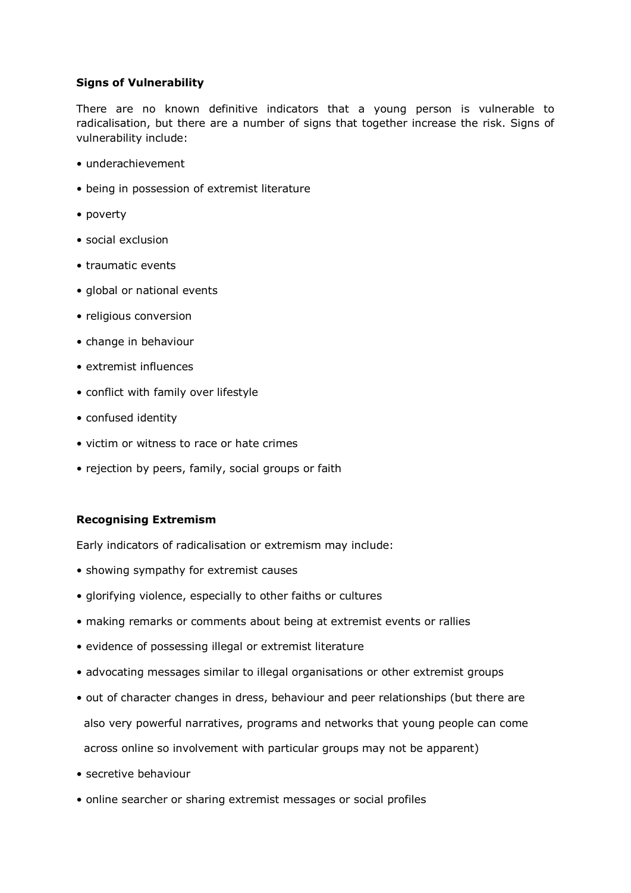**Signs of Vulnerability**

There are no known definitive indicators that a young person is vulnerable to radicalisation, but there are a number of signs that together increase the risk. Signs of vulnerability include:

- underachievement
- being in possession of extremist literature
- poverty
- social exclusion
- traumatic events
- global or national events
- religious conversion
- change in behaviour
- extremist influences
- conflict with family over lifestyle
- confused identity
- victim or witness to race or hate crimes
- rejection by peers, family, social groups or faith

**Recognising Extremism**

Early indicators of radicalisation or extremism may include:

- showing sympathy for extremist causes
- glorifying violence, especially to other faiths or cultures
- making remarks or comments about being at extremist events or rallies
- evidence of possessing illegal or extremist literature
- advocating messages similar to illegal organisations or other extremist groups
- out of character changes in dress, behaviour and peer relationships (but there are also very powerful narratives, programs and networks that young people can come across online so involvement with particular groups may not be apparent)
- secretive behaviour
- online searcher or sharing extremist messages or social profiles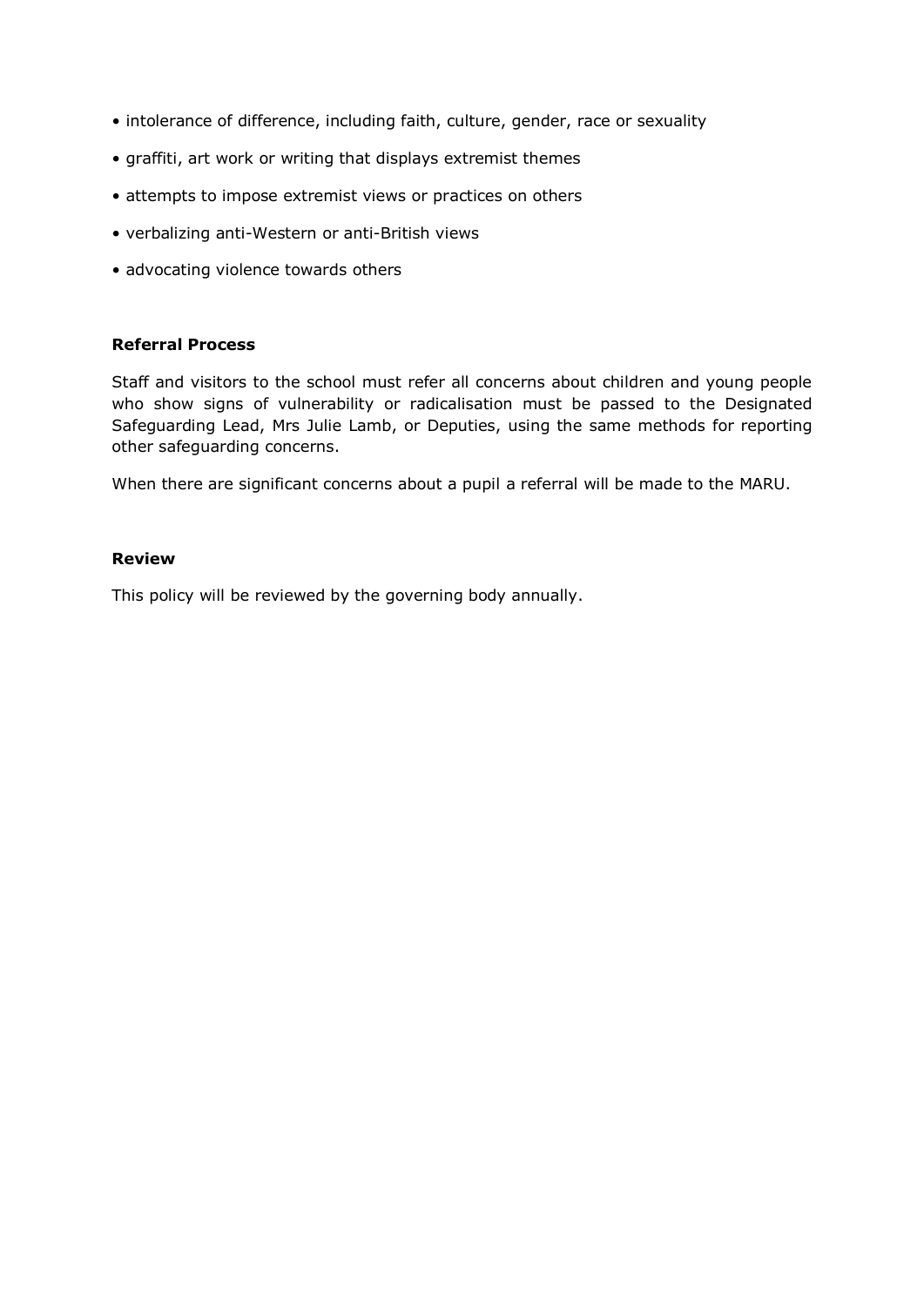- intolerance of difference, including faith, culture, gender, race or sexuality
- graffiti, art work or writing that displays extremist themes
- attempts to impose extremist views or practices on others
- verbalizing anti-Western or anti-British views
- advocating violence towards others

**Referral Process**

Staff and visitors to the school must refer all concerns about children and young people who show signs of vulnerability or radicalisation must be passed to the Designated Safeguarding Lead, Mrs Julie Lamb, or Deputies, using the same methods for reporting other safeguarding concerns.

When there are significant concerns about a pupil a referral will be made to the MARU.

**Review**

This policy will be reviewed by the governing body annually.